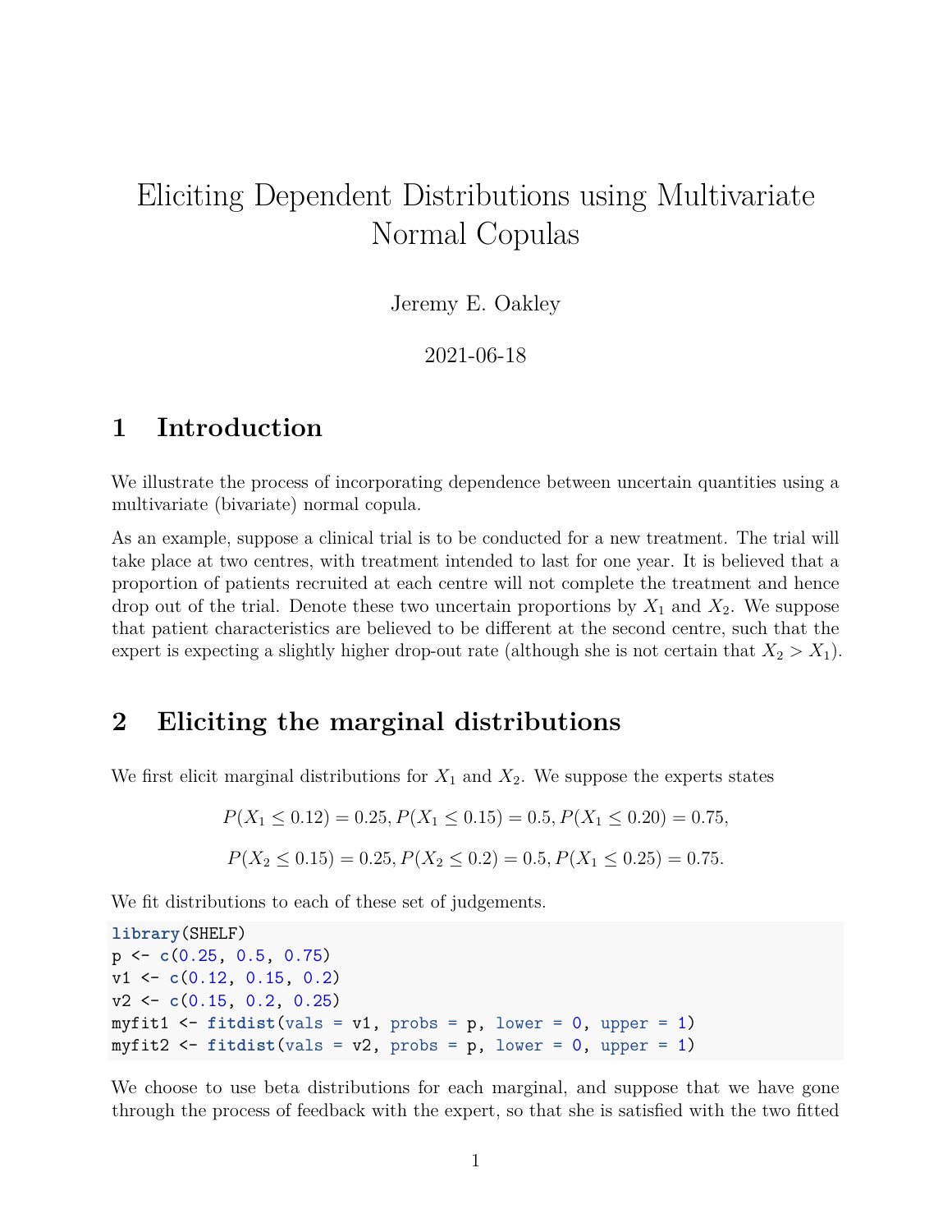# Eliciting Dependent Distributions using Multivariate Normal Copulas

Jeremy E. Oakley

2021-06-18

## 1 Introduction

We illustrate the process of incorporating dependence between uncertain quantities using a multivariate (bivariate) normal copula.

As an example, suppose a clinical trial is to be conducted for a new treatment. The trial will take place at two centres, with treatment intended to last for one year. It is believed that a proportion of patients recruited at each centre will not complete the treatment and hence drop out of the trial. Denote these two uncertain proportions by $X_1$ and $X_2$. We suppose that patient characteristics are believed to be different at the second centre, such that the expert is expecting a slightly higher drop-out rate (although she is not certain that $X_2 > X_1$).

## 2 Eliciting the marginal distributions

We first elicit marginal distributions for $X_1$ and $X_2$. We suppose the experts states

$$P(X_1 \leq 0.12) = 0.25, P(X_1 \leq 0.15) = 0.5, P(X_1 \leq 0.20) = 0.75,$$

$$P(X_2 \leq 0.15) = 0.25, P(X_2 \leq 0.2) = 0.5, P(X_1 \leq 0.25) = 0.75.$$

We fit distributions to each of these set of judgements.

```
library(SHELF)
p <- c(0.25, 0.5, 0.75)
v1 <- c(0.12, 0.15, 0.2)
v2 <- c(0.15, 0.2, 0.25)
myfit1 <- fitdist(vals = v1, probs = p, lower = 0, upper = 1)
myfit2 <- fitdist(vals = v2, probs = p, lower = 0, upper = 1)
```

We choose to use beta distributions for each marginal, and suppose that we have gone through the process of feedback with the expert, so that she is satisfied with the two fitted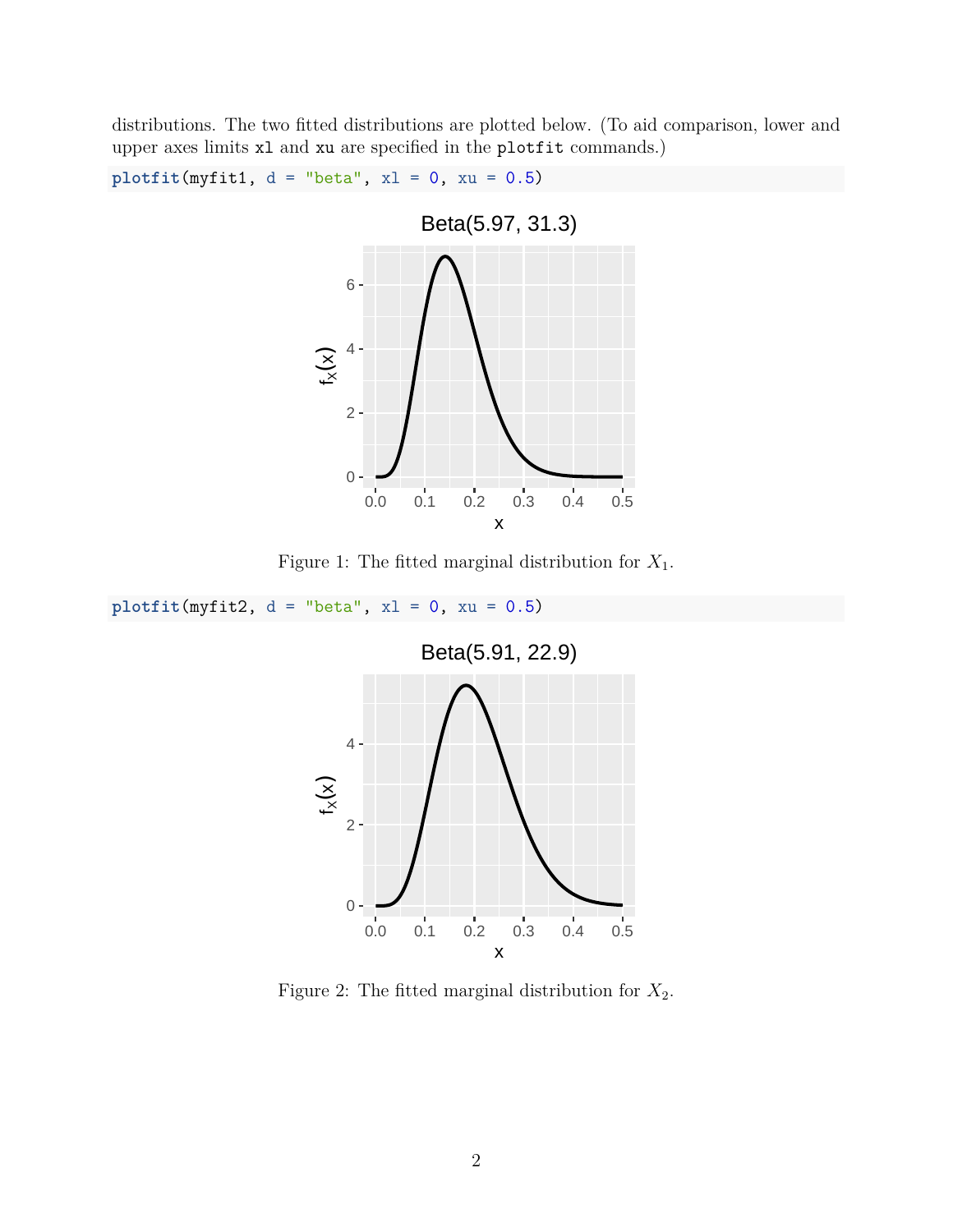distributions. The two fitted distributions are plotted below. (To aid comparison, lower and upper axes limits `xl` and `xu` are specified in the `plotfit` commands.)

```
plotfit(myfit1, d = "beta", xl = 0, xu = 0.5)
```

Figure 1: The fitted marginal distribution for $X_1$.

```
plotfit(myfit2, d = "beta", xl = 0, xu = 0.5)
```

Figure 2: The fitted marginal distribution for $X_2$.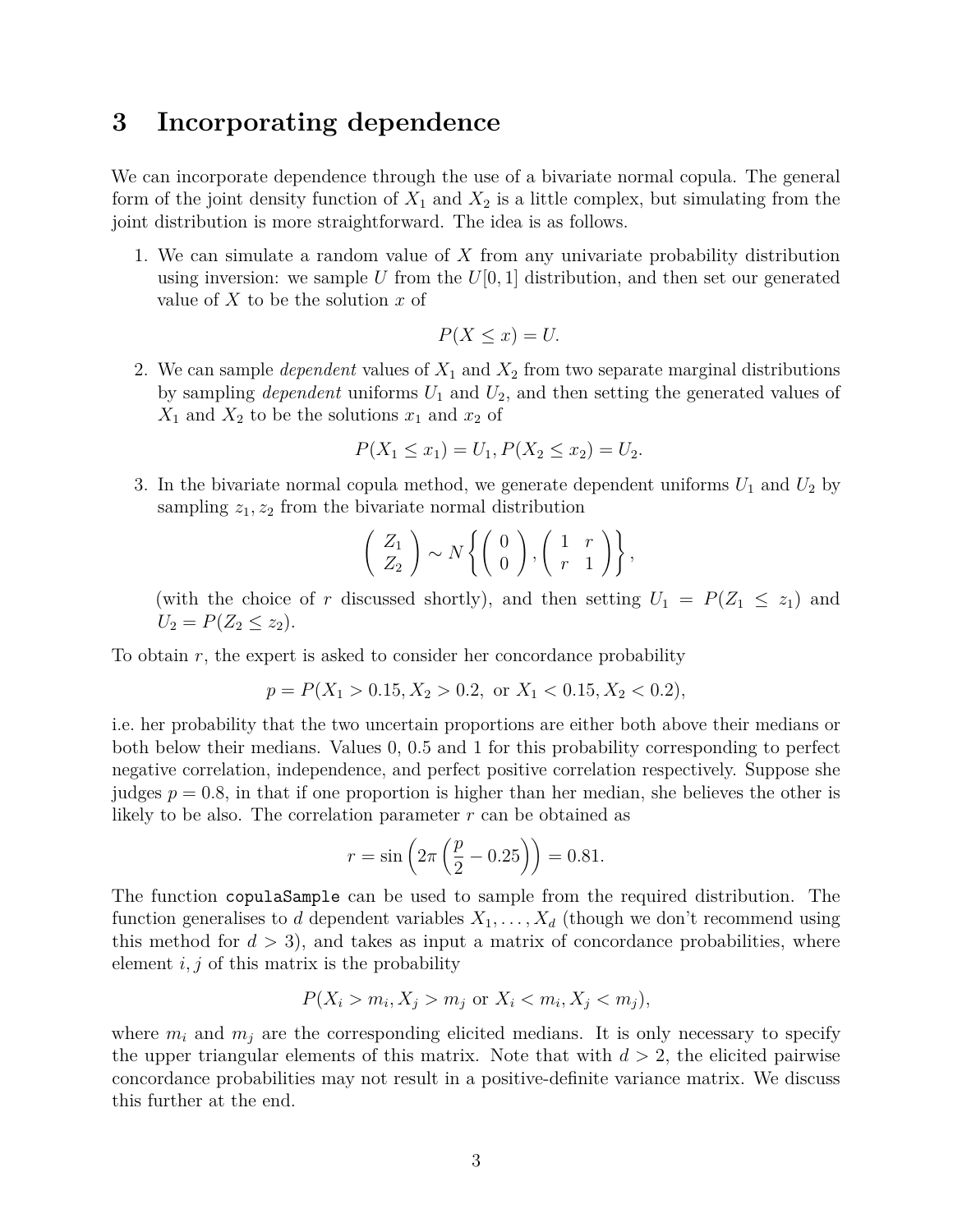## 3 Incorporating dependence

We can incorporate dependence through the use of a bivariate normal copula. The general form of the joint density function of $X_1$ and $X_2$ is a little complex, but simulating from the joint distribution is more straightforward. The idea is as follows.

1. We can simulate a random value of $X$ from any univariate probability distribution using inversion: we sample $U$ from the $U[0,1]$ distribution, and then set our generated value of $X$ to be the solution $x$ of
$$P(X \leq x) = U.$$
2. We can sample *dependent* values of $X_1$ and $X_2$ from two separate marginal distributions by sampling *dependent* uniforms $U_1$ and $U_2$, and then setting the generated values of $X_1$ and $X_2$ to be the solutions $x_1$ and $x_2$ of
$$P(X_1 \leq x_1) = U_1, P(X_2 \leq x_2) = U_2.$$
3. In the bivariate normal copula method, we generate dependent uniforms $U_1$ and $U_2$ by sampling $z_1, z_2$ from the bivariate normal distribution
$$\left( \begin{array}{c} Z_1 \\ Z_2 \end{array} \right) \sim N\left\{ \left( \begin{array}{c} 0 \\ 0 \end{array} \right), \left( \begin{array}{cc} 1 & r \\ r & 1 \end{array} \right) \right\},$$
(with the choice of $r$ discussed shortly), and then setting $U_1 = P(Z_1 \leq z_1)$ and $U_2 = P(Z_2 \leq z_2)$.

To obtain $r$, the expert is asked to consider her concordance probability

$$p = P(X_1 > 0.15, X_2 > 0.2, \text{ or } X_1 < 0.15, X_2 < 0.2),$$

i.e. her probability that the two uncertain proportions are either both above their medians or both below their medians. Values 0, 0.5 and 1 for this probability corresponding to perfect negative correlation, independence, and perfect positive correlation respectively. Suppose she judges $p = 0.8$, in that if one proportion is higher than her median, she believes the other is likely to be also. The correlation parameter $r$ can be obtained as

$$r = \sin\left(2\pi\left(\frac{p}{2} - 0.25\right)\right) = 0.81.$$

The function `copulaSample` can be used to sample from the required distribution. The function generalises to $d$ dependent variables $X_1, \ldots, X_d$ (though we don't recommend using this method for $d > 3$), and takes as input a matrix of concordance probabilities, where element $i, j$ of this matrix is the probability

$$P(X_i > m_i, X_j > m_j \text{ or } X_i < m_i, X_j < m_j),$$

where $m_i$ and $m_j$ are the corresponding elicited medians. It is only necessary to specify the upper triangular elements of this matrix. Note that with $d > 2$, the elicited pairwise concordance probabilities may not result in a positive-definite variance matrix. We discuss this further at the end.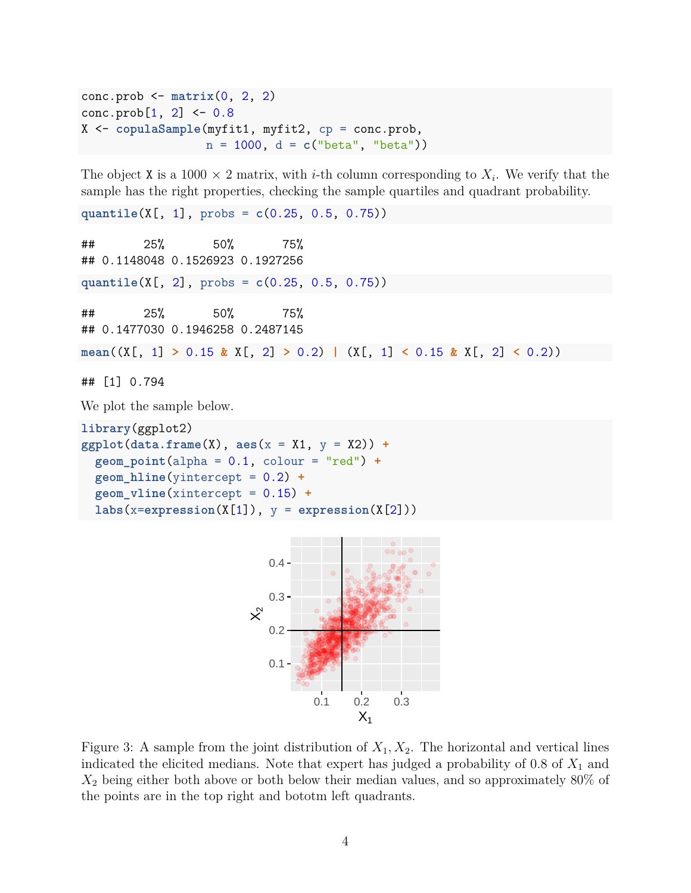```r
conc.prob <- matrix(0, 2, 2)
conc.prob[1, 2] <- 0.8
X <- copulaSample(myfit1, myfit2, cp = conc.prob,
                  n = 1000, d = c("beta", "beta"))
```

The object `X` is a 1000 × 2 matrix, with $i$-th column corresponding to $X_i$. We verify that the sample has the right properties, checking the sample quartiles and quadrant probability.

```r
quantile(X[, 1], probs = c(0.25, 0.5, 0.75))
```

```
##       25%       50%       75% 
## 0.1148048 0.1526923 0.1927256
```

```r
quantile(X[, 2], probs = c(0.25, 0.5, 0.75))
```

```
##       25%       50%       75% 
## 0.1477030 0.1946258 0.2487145
```

```r
mean((X[, 1] > 0.15 & X[, 2] > 0.2) | (X[, 1] < 0.15 & X[, 2] < 0.2))
```

```
## [1] 0.794
```

We plot the sample below.

```r
library(ggplot2)
ggplot(data.frame(X), aes(x = X1, y = X2)) +
  geom_point(alpha = 0.1, colour = "red") +
  geom_hline(yintercept = 0.2) +
  geom_vline(xintercept = 0.15) +
  labs(x=expression(X[1]), y = expression(X[2]))
```

Figure 3: A sample from the joint distribution of $X_1, X_2$. The horizontal and vertical lines indicated the elicited medians. Note that expert has judged a probability of 0.8 of $X_1$ and $X_2$ being either both above or both below their median values, and so approximately 80% of the points are in the top right and bototm left quadrants.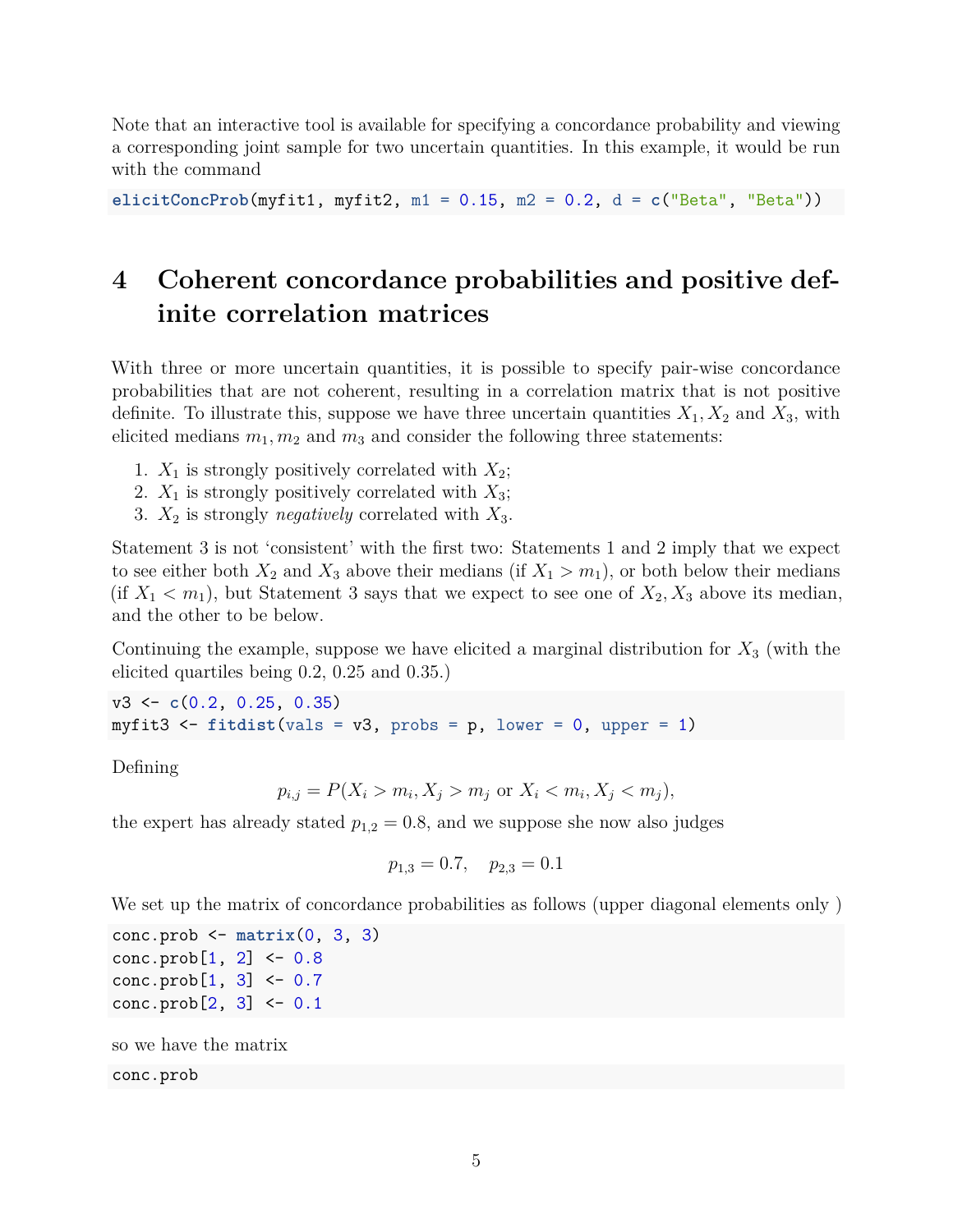Note that an interactive tool is available for specifying a concordance probability and viewing a corresponding joint sample for two uncertain quantities. In this example, it would be run with the command

```
elicitConcProb(myfit1, myfit2, m1 = 0.15, m2 = 0.2, d = c("Beta", "Beta"))
```

# 4 Coherent concordance probabilities and positive definite correlation matrices

With three or more uncertain quantities, it is possible to specify pair-wise concordance probabilities that are not coherent, resulting in a correlation matrix that is not positive definite. To illustrate this, suppose we have three uncertain quantities $X_1, X_2$ and $X_3$, with elicited medians $m_1, m_2$ and $m_3$ and consider the following three statements:

1. $X_1$ is strongly positively correlated with $X_2$;
2. $X_1$ is strongly positively correlated with $X_3$;
3. $X_2$ is strongly *negatively* correlated with $X_3$.

Statement 3 is not 'consistent' with the first two: Statements 1 and 2 imply that we expect to see either both $X_2$ and $X_3$ above their medians (if $X_1 > m_1$), or both below their medians (if $X_1 < m_1$), but Statement 3 says that we expect to see one of $X_2, X_3$ above its median, and the other to be below.

Continuing the example, suppose we have elicited a marginal distribution for $X_3$ (with the elicited quartiles being 0.2, 0.25 and 0.35.)

```
v3 <- c(0.2, 0.25, 0.35)
myfit3 <- fitdist(vals = v3, probs = p, lower = 0, upper = 1)
```

Defining

$$p_{i,j} = P(X_i > m_i, X_j > m_j \text{ or } X_i < m_i, X_j < m_j),$$

the expert has already stated $p_{1,2} = 0.8$, and we suppose she now also judges

$$p_{1,3} = 0.7, \quad p_{2,3} = 0.1$$

We set up the matrix of concordance probabilities as follows (upper diagonal elements only )

```
conc.prob <- matrix(0, 3, 3)
conc.prob[1, 2] <- 0.8
conc.prob[1, 3] <- 0.7
conc.prob[2, 3] <- 0.1
```

so we have the matrix

```
conc.prob
```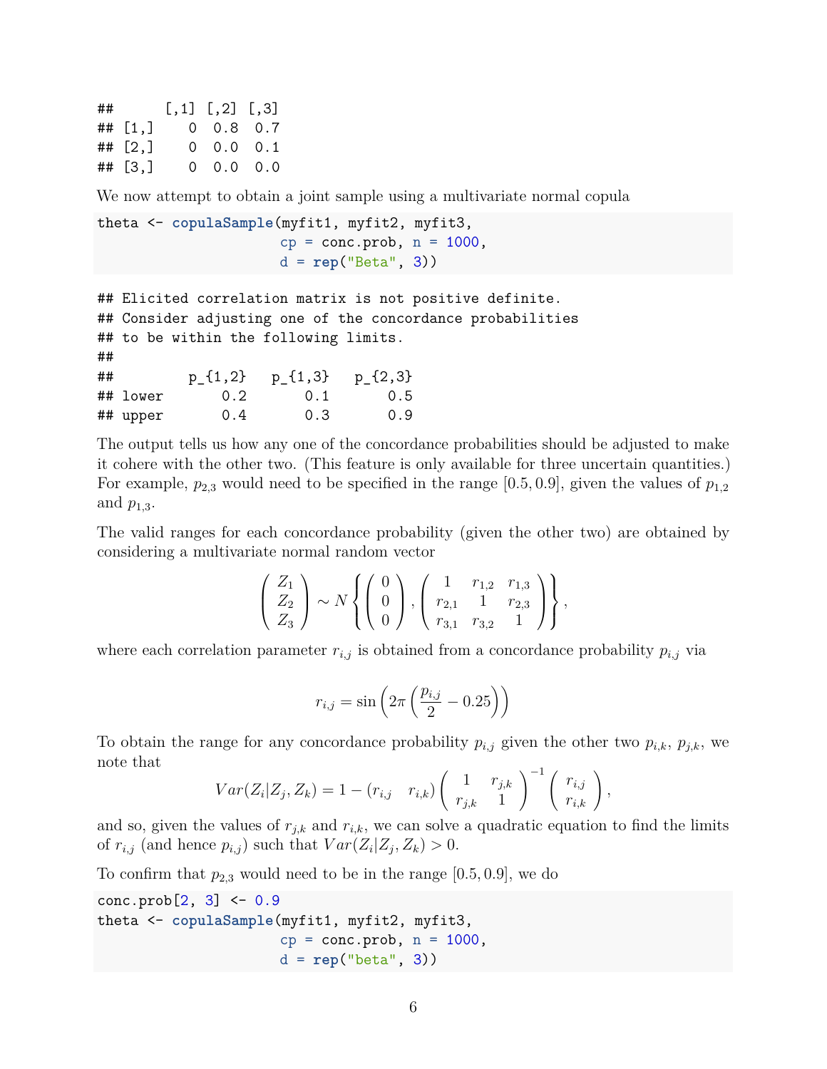```
##      [,1] [,2] [,3]
## [1,]    0  0.8  0.7
## [2,]    0  0.0  0.1
## [3,]    0  0.0  0.0
```

We now attempt to obtain a joint sample using a multivariate normal copula

```
theta <- copulaSample(myfit1, myfit2, myfit3,
                      cp = conc.prob, n = 1000,
                      d = rep("Beta", 3))
```

```
## Elicited correlation matrix is not positive definite.
## Consider adjusting one of the concordance probabilities
## to be within the following limits.
##
##         p_{1,2}   p_{1,3}   p_{2,3}
## lower       0.2       0.1       0.5
## upper       0.4       0.3       0.9
```

The output tells us how any one of the concordance probabilities should be adjusted to make it cohere with the other two. (This feature is only available for three uncertain quantities.) For example, $p_{2,3}$ would need to be specified in the range $[0.5, 0.9]$, given the values of $p_{1,2}$ and $p_{1,3}$.

The valid ranges for each concordance probability (given the other two) are obtained by considering a multivariate normal random vector

$$\begin{pmatrix} Z_1 \\ Z_2 \\ Z_3 \end{pmatrix} \sim N\left\{ \begin{pmatrix} 0 \\ 0 \\ 0 \end{pmatrix}, \begin{pmatrix} 1 & r_{1,2} & r_{1,3} \\ r_{2,1} & 1 & r_{2,3} \\ r_{3,1} & r_{3,2} & 1 \end{pmatrix} \right\},$$

where each correlation parameter $r_{i,j}$ is obtained from a concordance probability $p_{i,j}$ via

$$r_{i,j} = \sin\left(2\pi\left(\frac{p_{i,j}}{2} - 0.25\right)\right)$$

To obtain the range for any concordance probability $p_{i,j}$ given the other two $p_{i,k}$, $p_{j,k}$, we note that

$$Var(Z_i|Z_j, Z_k) = 1 - \begin{pmatrix} r_{i,j} & r_{i,k} \end{pmatrix} \begin{pmatrix} 1 & r_{j,k} \\ r_{j,k} & 1 \end{pmatrix}^{-1} \begin{pmatrix} r_{i,j} \\ r_{i,k} \end{pmatrix},$$

and so, given the values of $r_{j,k}$ and $r_{i,k}$, we can solve a quadratic equation to find the limits of $r_{i,j}$ (and hence $p_{i,j}$) such that $Var(Z_i|Z_j, Z_k) > 0$.

To confirm that $p_{2,3}$ would need to be in the range $[0.5, 0.9]$, we do

```
conc.prob[2, 3] <- 0.9
theta <- copulaSample(myfit1, myfit2, myfit3,
                      cp = conc.prob, n = 1000,
                      d = rep("beta", 3))
```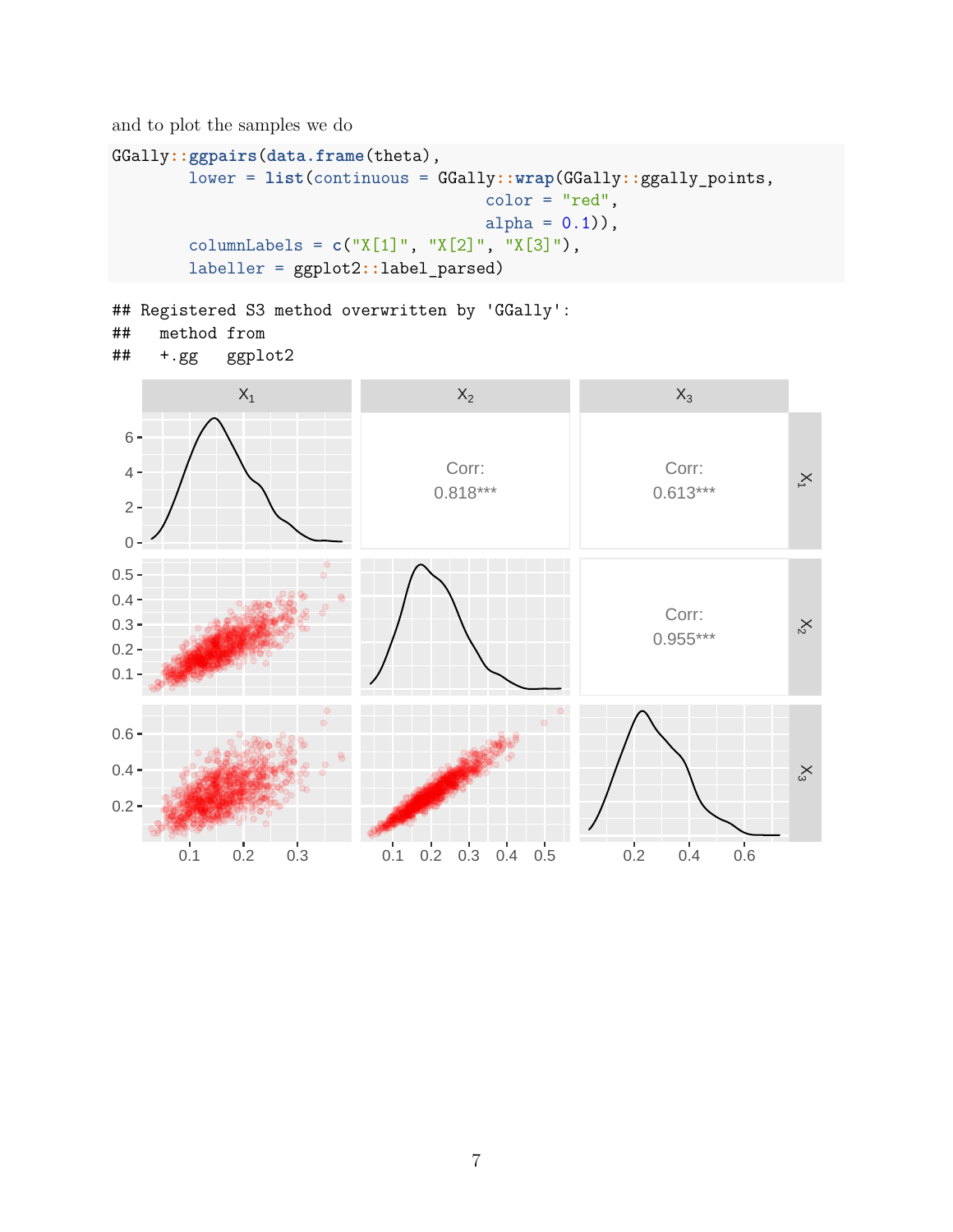and to plot the samples we do

```
GGally::ggpairs(data.frame(theta),
        lower = list(continuous = GGally::wrap(GGally::ggally_points,
                                               color = "red",
                                               alpha = 0.1)),
        columnLabels = c("X[1]", "X[2]", "X[3]"),
        labeller = ggplot2::label_parsed)
```

```
## Registered S3 method overwritten by 'GGally':
##   method from
##   +.gg   ggplot2
```

$X_1$ $X_2$ $X_3$

Corr: 0.818***

Corr: 0.613***

Corr: 0.955***

0 2 4 6

0.1 0.2 0.3 0.4 0.5

0.2 0.4 0.6

0.1 0.2 0.3

0.1 0.2 0.3 0.4 0.5

0.2 0.4 0.6